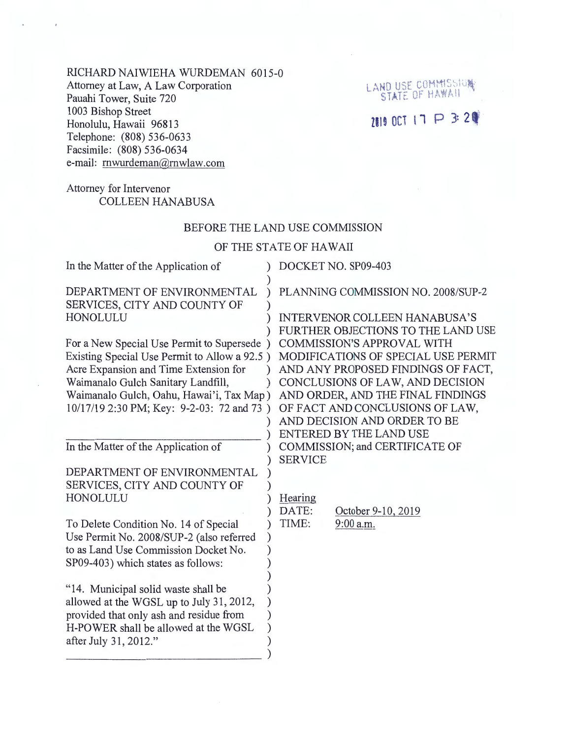RICHARD NAIWIEHA WURDEMAN 6015-0
Attorney at Law, A Law Corporation
Pauahi Tower, Suite 720
1003 Bishop Street
Honolulu, Hawaii 96813
Telephone: (808) 536-0633
Facsimile: (808) 536-0634
e-mail: rnwurdeman@rnwlaw.com

LAND USE COMMISSION
STATE OF HAWAII

2019 OCT 17 P 3:20

Attorney for Intervenor
COLLEEN HANABUSA

BEFORE THE LAND USE COMMISSION

OF THE STATE OF HAWAII

| | |
|---|---|
| In the Matter of the Application of<br><br>DEPARTMENT OF ENVIRONMENTAL SERVICES, CITY AND COUNTY OF HONOLULU<br><br>For a New Special Use Permit to Supersede Existing Special Use Permit to Allow a 92.5 Acre Expansion and Time Extension for Waimanalo Gulch Sanitary Landfill, Waimanalo Gulch, Oahu, Hawai'i, Tax Map 10/17/19 2:30 PM; Key: 9-2-03: 72 and 73 | DOCKET NO. SP09-403<br><br>PLANNING COMMISSION NO. 2008/SUP-2<br><br>INTERVENOR COLLEEN HANABUSA'S FURTHER OBJECTIONS TO THE LAND USE COMMISSION'S APPROVAL WITH MODIFICATIONS OF SPECIAL USE PERMIT AND ANY PROPOSED FINDINGS OF FACT, CONCLUSIONS OF LAW, AND DECISION AND ORDER, AND THE FINAL FINDINGS OF FACT AND CONCLUSIONS OF LAW, AND DECISION AND ORDER TO BE ENTERED BY THE LAND USE COMMISSION; and CERTIFICATE OF SERVICE |
| In the Matter of the Application of<br><br>DEPARTMENT OF ENVIRONMENTAL SERVICES, CITY AND COUNTY OF HONOLULU<br><br>To Delete Condition No. 14 of Special Use Permit No. 2008/SUP-2 (also referred to as Land Use Commission Docket No. SP09-403) which states as follows:<br><br>"14. Municipal solid waste shall be allowed at the WGSL up to July 31, 2012, provided that only ash and residue from H-POWER shall be allowed at the WGSL after July 31, 2012." | Hearing<br>DATE: October 9-10, 2019<br>TIME: 9:00 a.m. |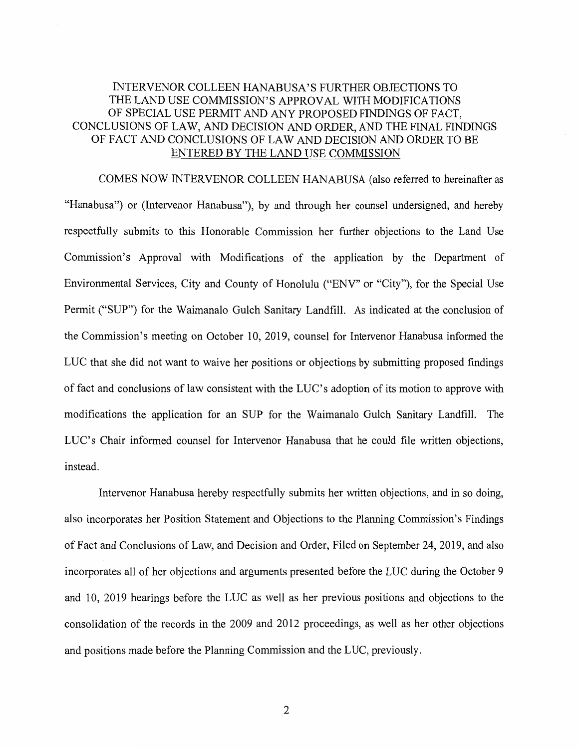# INTERVENOR COLLEEN HANABUSA'S FURTHER OBJECTIONS TO THE LAND USE COMMISSION'S APPROVAL WITH MODIFICATIONS OF SPECIAL USE PERMIT AND ANY PROPOSED FINDINGS OF FACT, CONCLUSIONS OF LAW, AND DECISION AND ORDER, AND THE FINAL FINDINGS OF FACT AND CONCLUSIONS OF LAW AND DECISION AND ORDER TO BE ENTERED BY THE LAND USE COMMISSION

COMES NOW INTERVENOR COLLEEN HANABUSA (also referred to hereinafter as "Hanabusa") or (Intervenor Hanabusa"), by and through her counsel undersigned, and hereby respectfully submits to this Honorable Commission her further objections to the Land Use Commission's Approval with Modifications of the application by the Department of Environmental Services, City and County of Honolulu ("ENV" or "City"), for the Special Use Permit ("SUP") for the Waimanalo Gulch Sanitary Landfill. As indicated at the conclusion of the Commission's meeting on October 10, 2019, counsel for Intervenor Hanabusa informed the LUC that she did not want to waive her positions or objections by submitting proposed findings of fact and conclusions of law consistent with the LUC's adoption of its motion to approve with modifications the application for an SUP for the Waimanalo Gulch Sanitary Landfill. The LUC's Chair informed counsel for Intervenor Hanabusa that he could file written objections, instead.

Intervenor Hanabusa hereby respectfully submits her written objections, and in so doing, also incorporates her Position Statement and Objections to the Planning Commission's Findings of Fact and Conclusions of Law, and Decision and Order, Filed on September 24, 2019, and also incorporates all of her objections and arguments presented before the LUC during the October 9 and 10, 2019 hearings before the LUC as well as her previous positions and objections to the consolidation of the records in the 2009 and 2012 proceedings, as well as her other objections and positions made before the Planning Commission and the LUC, previously.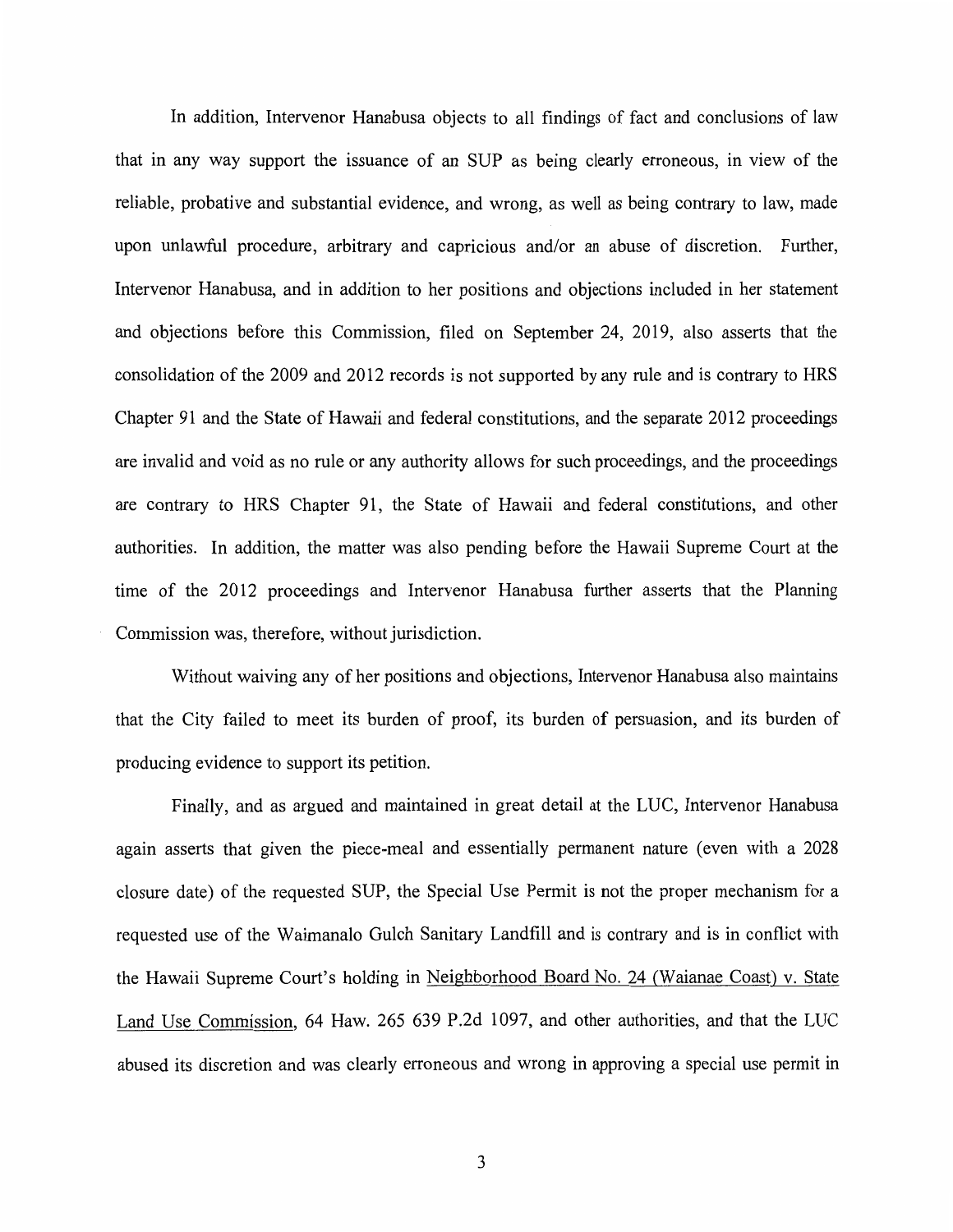In addition, Intervenor Hanabusa objects to all findings of fact and conclusions of law that in any way support the issuance of an SUP as being clearly erroneous, in view of the reliable, probative and substantial evidence, and wrong, as well as being contrary to law, made upon unlawful procedure, arbitrary and capricious and/or an abuse of discretion. Further, Intervenor Hanabusa, and in addition to her positions and objections included in her statement and objections before this Commission, filed on September 24, 2019, also asserts that the consolidation of the 2009 and 2012 records is not supported by any rule and is contrary to HRS Chapter 91 and the State of Hawaii and federal constitutions, and the separate 2012 proceedings are invalid and void as no rule or any authority allows for such proceedings, and the proceedings are contrary to HRS Chapter 91, the State of Hawaii and federal constitutions, and other authorities. In addition, the matter was also pending before the Hawaii Supreme Court at the time of the 2012 proceedings and Intervenor Hanabusa further asserts that the Planning Commission was, therefore, without jurisdiction.

Without waiving any of her positions and objections, Intervenor Hanabusa also maintains that the City failed to meet its burden of proof, its burden of persuasion, and its burden of producing evidence to support its petition.

Finally, and as argued and maintained in great detail at the LUC, Intervenor Hanabusa again asserts that given the piece-meal and essentially permanent nature (even with a 2028 closure date) of the requested SUP, the Special Use Permit is not the proper mechanism for a requested use of the Waimanalo Gulch Sanitary Landfill and is contrary and is in conflict with the Hawaii Supreme Court's holding in <u>Neighborhood Board No. 24 (Waianae Coast) v. State Land Use Commission</u>, 64 Haw. 265 639 P.2d 1097, and other authorities, and that the LUC abused its discretion and was clearly erroneous and wrong in approving a special use permit in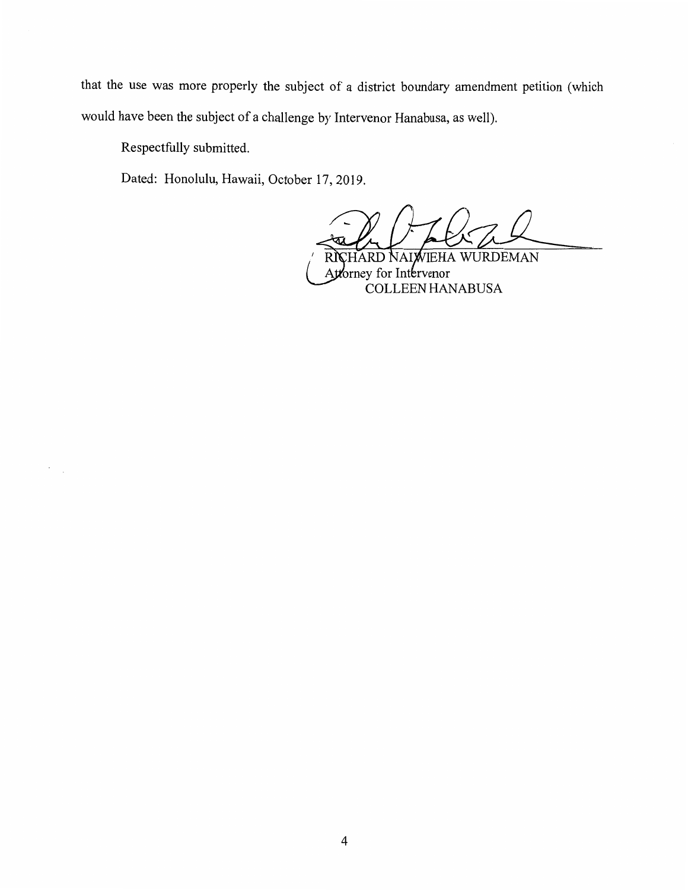that the use was more properly the subject of a district boundary amendment petition (which would have been the subject of a challenge by Intervenor Hanabusa, as well).

Respectfully submitted.

Dated: Honolulu, Hawaii, October 17, 2019.

RICHARD NAIWIEHA WURDEMAN
Attorney for Intervenor
COLLEEN HANABUSA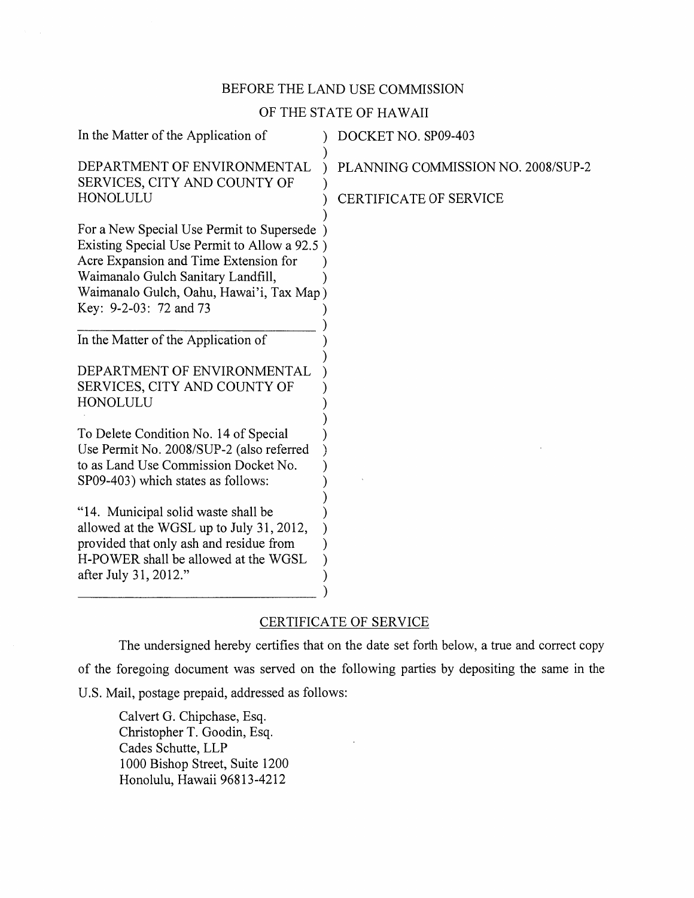BEFORE THE LAND USE COMMISSION

OF THE STATE OF HAWAII

| | |
|---|---|
| In the Matter of the Application of<br><br>DEPARTMENT OF ENVIRONMENTAL SERVICES, CITY AND COUNTY OF HONOLULU<br><br>For a New Special Use Permit to Supersede Existing Special Use Permit to Allow a 92.5 Acre Expansion and Time Extension for Waimanalo Gulch Sanitary Landfill, Waimanalo Gulch, Oahu, Hawai'i, Tax Map Key: 9-2-03: 72 and 73 | DOCKET NO. SP09-403<br><br>PLANNING COMMISSION NO. 2008/SUP-2<br><br>CERTIFICATE OF SERVICE |
| In the Matter of the Application of<br><br>DEPARTMENT OF ENVIRONMENTAL SERVICES, CITY AND COUNTY OF HONOLULU<br><br>To Delete Condition No. 14 of Special Use Permit No. 2008/SUP-2 (also referred to as Land Use Commission Docket No. SP09-403) which states as follows:<br><br>"14. Municipal solid waste shall be allowed at the WGSL up to July 31, 2012, provided that only ash and residue from H-POWER shall be allowed at the WGSL after July 31, 2012." | |

## CERTIFICATE OF SERVICE

The undersigned hereby certifies that on the date set forth below, a true and correct copy of the foregoing document was served on the following parties by depositing the same in the U.S. Mail, postage prepaid, addressed as follows:

Calvert G. Chipchase, Esq.
Christopher T. Goodin, Esq.
Cades Schutte, LLP
1000 Bishop Street, Suite 1200
Honolulu, Hawaii 96813-4212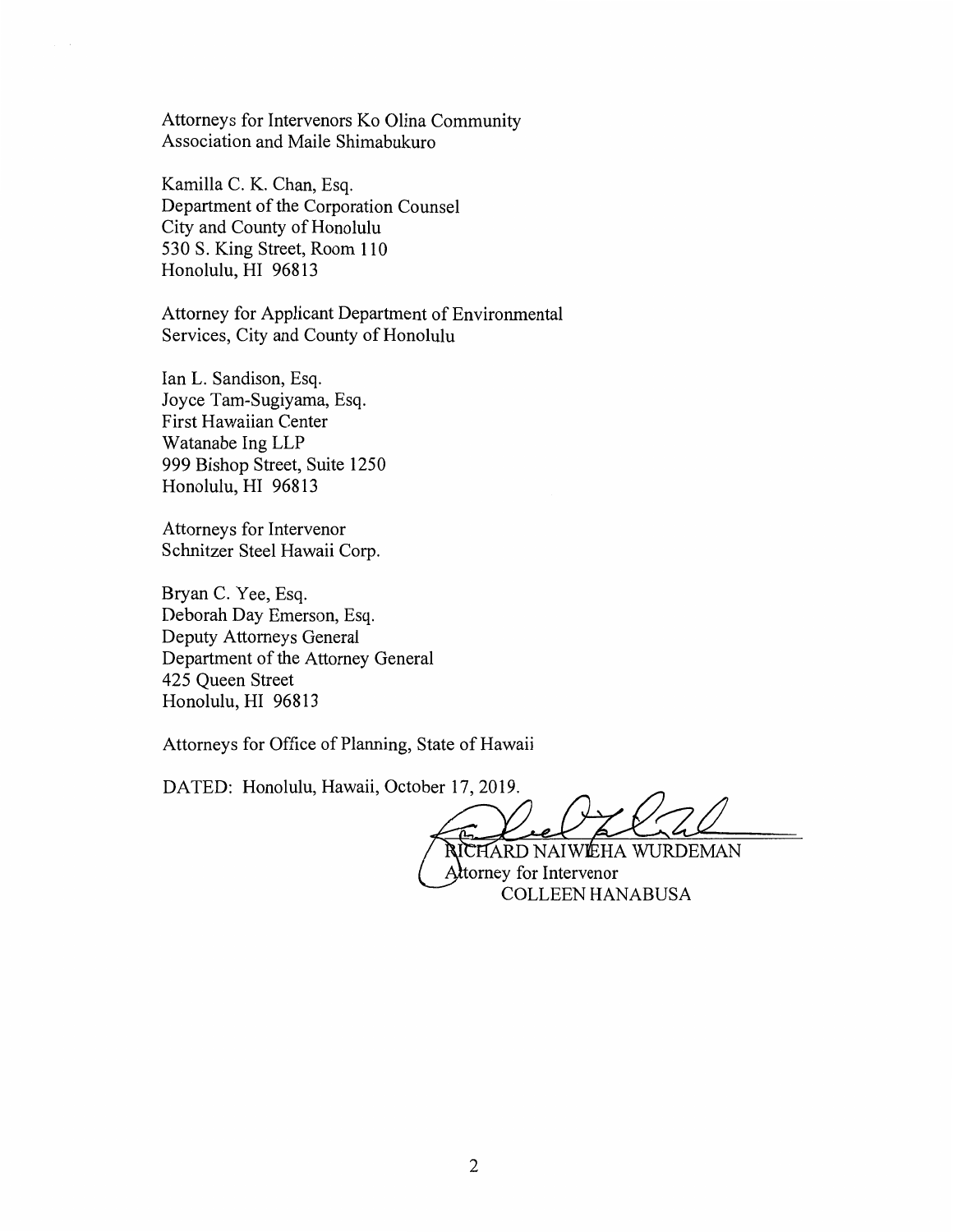Attorneys for Intervenors Ko Olina Community
Association and Maile Shimabukuro

Kamilla C. K. Chan, Esq.
Department of the Corporation Counsel
City and County of Honolulu
530 S. King Street, Room 110
Honolulu, HI 96813

Attorney for Applicant Department of Environmental
Services, City and County of Honolulu

Ian L. Sandison, Esq.
Joyce Tam-Sugiyama, Esq.
First Hawaiian Center
Watanabe Ing LLP
999 Bishop Street, Suite 1250
Honolulu, HI 96813

Attorneys for Intervenor
Schnitzer Steel Hawaii Corp.

Bryan C. Yee, Esq.
Deborah Day Emerson, Esq.
Deputy Attorneys General
Department of the Attorney General
425 Queen Street
Honolulu, HI 96813

Attorneys for Office of Planning, State of Hawaii

DATED: Honolulu, Hawaii, October 17, 2019.

RICHARD NAIWIEHA WURDEMAN
Attorney for Intervenor
COLLEEN HANABUSA